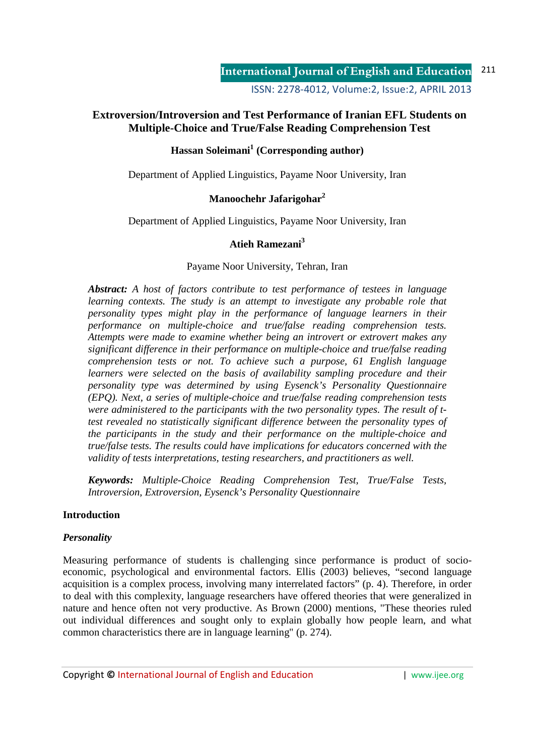# Extroversion/Introversion and Test Performance of Iranian EFL Students on Multiple-Choice and True/False Reading Comprehension Test

**Hassan Soleimani[1] (Corresponding author)**

Department of Applied Linguistics, Payame Noor University, Iran

**Manoochehr Jafarigohar[2]**

Department of Applied Linguistics, Payame Noor University, Iran

**Atieh Ramezani[3]**

Payame Noor University, Tehran, Iran

***Abstract:*** *A host of factors contribute to test performance of testees in language learning contexts. The study is an attempt to investigate any probable role that personality types might play in the performance of language learners in their performance on multiple-choice and true/false reading comprehension tests. Attempts were made to examine whether being an introvert or extrovert makes any significant difference in their performance on multiple-choice and true/false reading comprehension tests or not. To achieve such a purpose, 61 English language learners were selected on the basis of availability sampling procedure and their personality type was determined by using Eysenck's Personality Questionnaire (EPQ). Next, a series of multiple-choice and true/false reading comprehension tests were administered to the participants with the two personality types. The result of t-test revealed no statistically significant difference between the personality types of the participants in the study and their performance on the multiple-choice and true/false tests. The results could have implications for educators concerned with the validity of tests interpretations, testing researchers, and practitioners as well.*

***Keywords:*** *Multiple-Choice Reading Comprehension Test, True/False Tests, Introversion, Extroversion, Eysenck's Personality Questionnaire*

## Introduction

### *Personality*

Measuring performance of students is challenging since performance is product of socio-economic, psychological and environmental factors. Ellis (2003) believes, "second language acquisition is a complex process, involving many interrelated factors" (p. 4). Therefore, in order to deal with this complexity, language researchers have offered theories that were generalized in nature and hence often not very productive. As Brown (2000) mentions, "These theories ruled out individual differences and sought only to explain globally how people learn, and what common characteristics there are in language learning" (p. 274).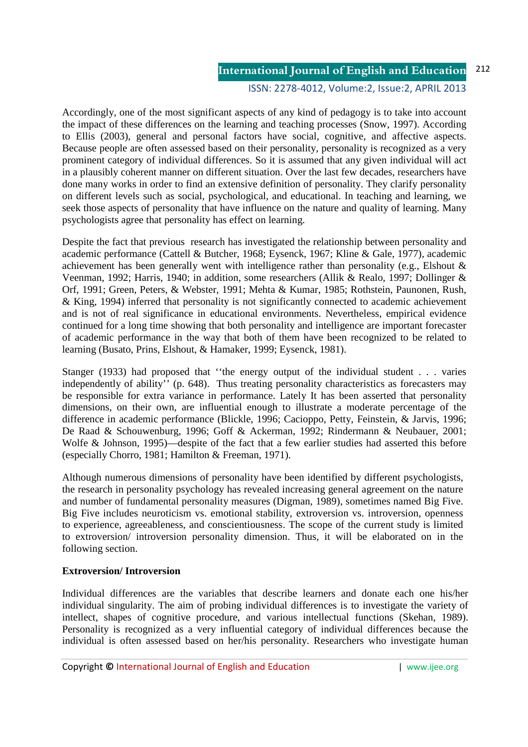Accordingly, one of the most significant aspects of any kind of pedagogy is to take into account the impact of these differences on the learning and teaching processes (Snow, 1997). According to Ellis (2003), general and personal factors have social, cognitive, and affective aspects. Because people are often assessed based on their personality, personality is recognized as a very prominent category of individual differences. So it is assumed that any given individual will act in a plausibly coherent manner on different situation. Over the last few decades, researchers have done many works in order to find an extensive definition of personality. They clarify personality on different levels such as social, psychological, and educational. In teaching and learning, we seek those aspects of personality that have influence on the nature and quality of learning. Many psychologists agree that personality has effect on learning.

Despite the fact that previous research has investigated the relationship between personality and academic performance (Cattell & Butcher, 1968; Eysenck, 1967; Kline & Gale, 1977), academic achievement has been generally went with intelligence rather than personality (e.g., Elshout & Veenman, 1992; Harris, 1940; in addition, some researchers (Allik & Realo, 1997; Dollinger & Orf, 1991; Green, Peters, & Webster, 1991; Mehta & Kumar, 1985; Rothstein, Paunonen, Rush, & King, 1994) inferred that personality is not significantly connected to academic achievement and is not of real significance in educational environments. Nevertheless, empirical evidence continued for a long time showing that both personality and intelligence are important forecaster of academic performance in the way that both of them have been recognized to be related to learning (Busato, Prins, Elshout, & Hamaker, 1999; Eysenck, 1981).

Stanger (1933) had proposed that ''the energy output of the individual student . . . varies independently of ability'' (p. 648). Thus treating personality characteristics as forecasters may be responsible for extra variance in performance. Lately It has been asserted that personality dimensions, on their own, are influential enough to illustrate a moderate percentage of the difference in academic performance (Blickle, 1996; Cacioppo, Petty, Feinstein, & Jarvis, 1996; De Raad & Schouwenburg, 1996; Goff & Ackerman, 1992; Rindermann & Neubauer, 2001; Wolfe & Johnson, 1995)—despite of the fact that a few earlier studies had asserted this before (especially Chorro, 1981; Hamilton & Freeman, 1971).

Although numerous dimensions of personality have been identified by different psychologists, the research in personality psychology has revealed increasing general agreement on the nature and number of fundamental personality measures (Digman, 1989), sometimes named Big Five. Big Five includes neuroticism vs. emotional stability, extroversion vs. introversion, openness to experience, agreeableness, and conscientiousness. The scope of the current study is limited to extroversion/ introversion personality dimension. Thus, it will be elaborated on in the following section.

**Extroversion/ Introversion**

Individual differences are the variables that describe learners and donate each one his/her individual singularity. The aim of probing individual differences is to investigate the variety of intellect, shapes of cognitive procedure, and various intellectual functions (Skehan, 1989). Personality is recognized as a very influential category of individual differences because the individual is often assessed based on her/his personality. Researchers who investigate human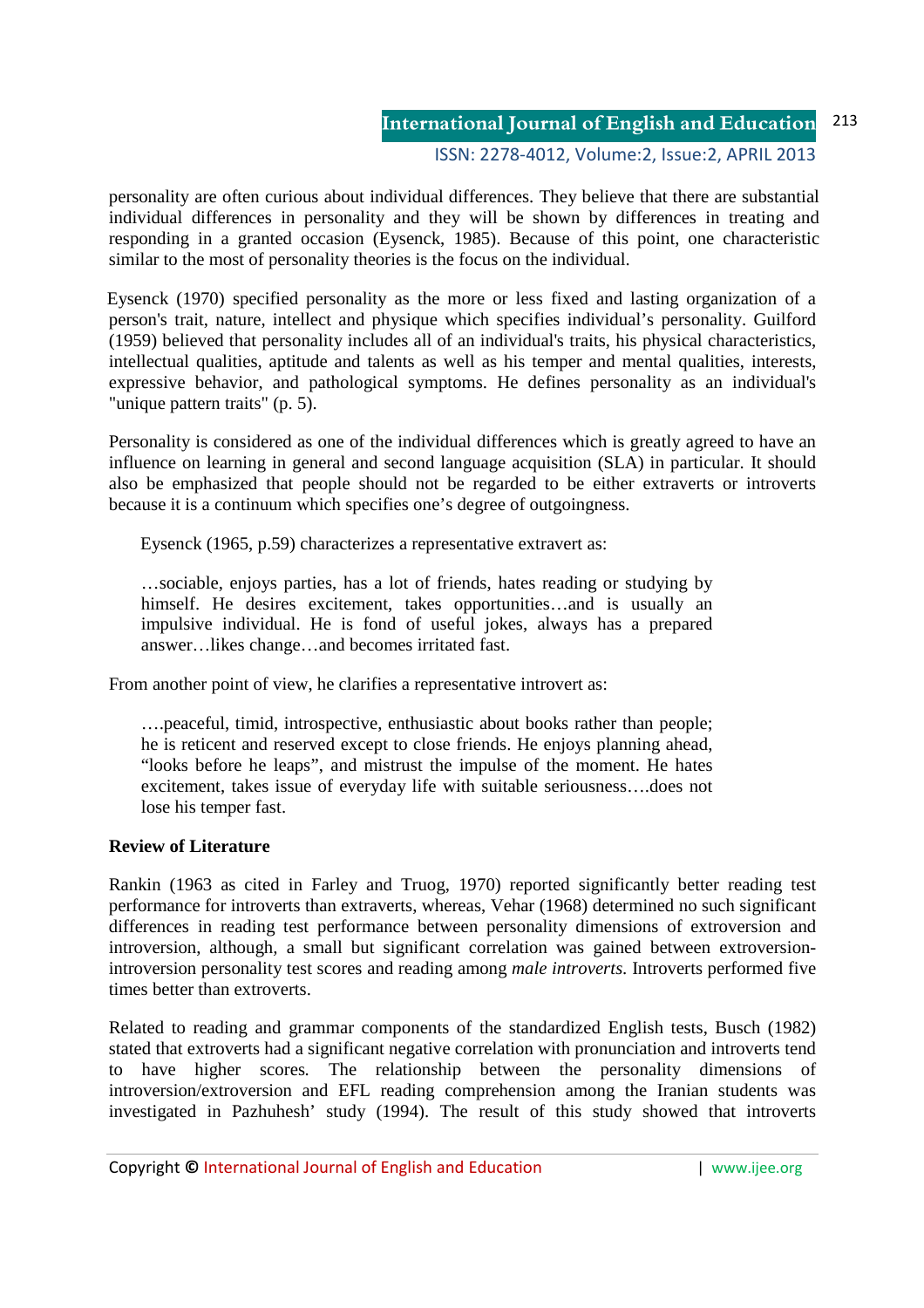personality are often curious about individual differences. They believe that there are substantial individual differences in personality and they will be shown by differences in treating and responding in a granted occasion (Eysenck, 1985). Because of this point, one characteristic similar to the most of personality theories is the focus on the individual.

Eysenck (1970) specified personality as the more or less fixed and lasting organization of a person's trait, nature, intellect and physique which specifies individual's personality. Guilford (1959) believed that personality includes all of an individual's traits, his physical characteristics, intellectual qualities, aptitude and talents as well as his temper and mental qualities, interests, expressive behavior, and pathological symptoms. He defines personality as an individual's "unique pattern traits" (p. 5).

Personality is considered as one of the individual differences which is greatly agreed to have an influence on learning in general and second language acquisition (SLA) in particular. It should also be emphasized that people should not be regarded to be either extraverts or introverts because it is a continuum which specifies one's degree of outgoingness.

Eysenck (1965, p.59) characterizes a representative extravert as:

> …sociable, enjoys parties, has a lot of friends, hates reading or studying by himself. He desires excitement, takes opportunities…and is usually an impulsive individual. He is fond of useful jokes, always has a prepared answer…likes change…and becomes irritated fast.

From another point of view, he clarifies a representative introvert as:

> ….peaceful, timid, introspective, enthusiastic about books rather than people; he is reticent and reserved except to close friends. He enjoys planning ahead, "looks before he leaps", and mistrust the impulse of the moment. He hates excitement, takes issue of everyday life with suitable seriousness….does not lose his temper fast.

**Review of Literature**

Rankin (1963 as cited in Farley and Truog, 1970) reported significantly better reading test performance for introverts than extraverts, whereas, Vehar (1968) determined no such significant differences in reading test performance between personality dimensions of extroversion and introversion, although, a small but significant correlation was gained between extroversion-introversion personality test scores and reading among *male introverts.* Introverts performed five times better than extroverts.

Related to reading and grammar components of the standardized English tests, Busch (1982) stated that extroverts had a significant negative correlation with pronunciation and introverts tend to have higher scores. The relationship between the personality dimensions of introversion/extroversion and EFL reading comprehension among the Iranian students was investigated in Pazhuhesh' study (1994). The result of this study showed that introverts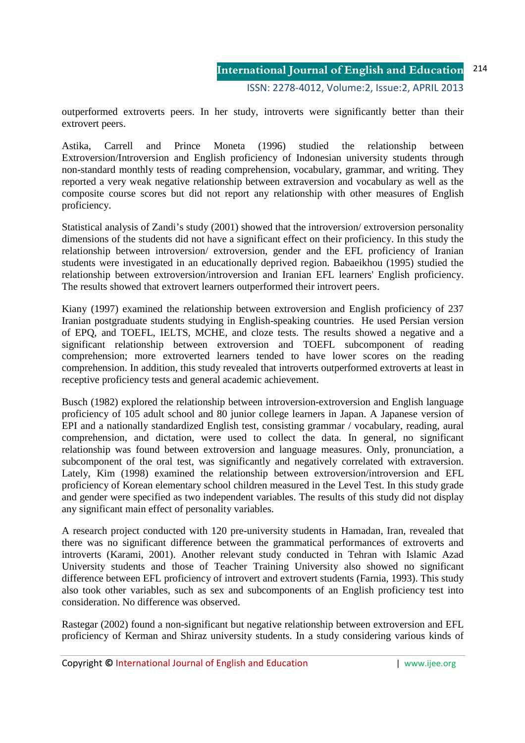outperformed extroverts peers. In her study, introverts were significantly better than their extrovert peers.

Astika, Carrell and Prince Moneta (1996) studied the relationship between Extroversion/Introversion and English proficiency of Indonesian university students through non-standard monthly tests of reading comprehension, vocabulary, grammar, and writing. They reported a very weak negative relationship between extraversion and vocabulary as well as the composite course scores but did not report any relationship with other measures of English proficiency.

Statistical analysis of Zandi's study (2001) showed that the introversion/ extroversion personality dimensions of the students did not have a significant effect on their proficiency. In this study the relationship between introversion/ extroversion, gender and the EFL proficiency of Iranian students were investigated in an educationally deprived region. Babaeikhou (1995) studied the relationship between extroversion/introversion and Iranian EFL learners' English proficiency. The results showed that extrovert learners outperformed their introvert peers.

Kiany (1997) examined the relationship between extroversion and English proficiency of 237 Iranian postgraduate students studying in English-speaking countries. He used Persian version of EPQ, and TOEFL, IELTS, MCHE, and cloze tests. The results showed a negative and a significant relationship between extroversion and TOEFL subcomponent of reading comprehension; more extroverted learners tended to have lower scores on the reading comprehension. In addition, this study revealed that introverts outperformed extroverts at least in receptive proficiency tests and general academic achievement.

Busch (1982) explored the relationship between introversion-extroversion and English language proficiency of 105 adult school and 80 junior college learners in Japan. A Japanese version of EPI and a nationally standardized English test, consisting grammar / vocabulary, reading, aural comprehension, and dictation, were used to collect the data. In general, no significant relationship was found between extroversion and language measures. Only, pronunciation, a subcomponent of the oral test, was significantly and negatively correlated with extraversion. Lately, Kim (1998) examined the relationship between extroversion/introversion and EFL proficiency of Korean elementary school children measured in the Level Test. In this study grade and gender were specified as two independent variables. The results of this study did not display any significant main effect of personality variables.

A research project conducted with 120 pre-university students in Hamadan, Iran, revealed that there was no significant difference between the grammatical performances of extroverts and introverts (Karami, 2001). Another relevant study conducted in Tehran with Islamic Azad University students and those of Teacher Training University also showed no significant difference between EFL proficiency of introvert and extrovert students (Farnia, 1993). This study also took other variables, such as sex and subcomponents of an English proficiency test into consideration. No difference was observed.

Rastegar (2002) found a non-significant but negative relationship between extroversion and EFL proficiency of Kerman and Shiraz university students. In a study considering various kinds of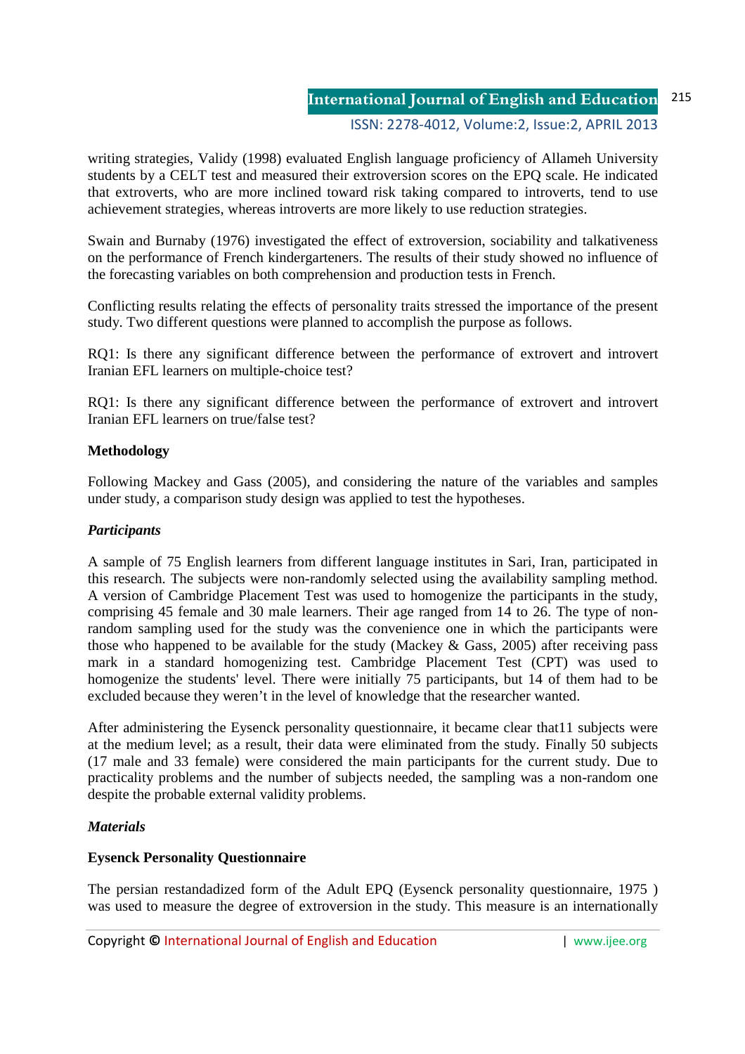writing strategies, Validy (1998) evaluated English language proficiency of Allameh University students by a CELT test and measured their extroversion scores on the EPQ scale. He indicated that extroverts, who are more inclined toward risk taking compared to introverts, tend to use achievement strategies, whereas introverts are more likely to use reduction strategies.

Swain and Burnaby (1976) investigated the effect of extroversion, sociability and talkativeness on the performance of French kindergarteners. The results of their study showed no influence of the forecasting variables on both comprehension and production tests in French.

Conflicting results relating the effects of personality traits stressed the importance of the present study. Two different questions were planned to accomplish the purpose as follows.

RQ1: Is there any significant difference between the performance of extrovert and introvert Iranian EFL learners on multiple-choice test?

RQ1: Is there any significant difference between the performance of extrovert and introvert Iranian EFL learners on true/false test?

## Methodology

Following Mackey and Gass (2005), and considering the nature of the variables and samples under study, a comparison study design was applied to test the hypotheses.

### *Participants*

A sample of 75 English learners from different language institutes in Sari, Iran, participated in this research. The subjects were non-randomly selected using the availability sampling method. A version of Cambridge Placement Test was used to homogenize the participants in the study, comprising 45 female and 30 male learners. Their age ranged from 14 to 26. The type of non-random sampling used for the study was the convenience one in which the participants were those who happened to be available for the study (Mackey & Gass, 2005) after receiving pass mark in a standard homogenizing test. Cambridge Placement Test (CPT) was used to homogenize the students' level. There were initially 75 participants, but 14 of them had to be excluded because they weren't in the level of knowledge that the researcher wanted.

After administering the Eysenck personality questionnaire, it became clear that11 subjects were at the medium level; as a result, their data were eliminated from the study. Finally 50 subjects (17 male and 33 female) were considered the main participants for the current study. Due to practicality problems and the number of subjects needed, the sampling was a non-random one despite the probable external validity problems.

### *Materials*

#### Eysenck Personality Questionnaire

The persian restandadized form of the Adult EPQ (Eysenck personality questionnaire, 1975 ) was used to measure the degree of extroversion in the study. This measure is an internationally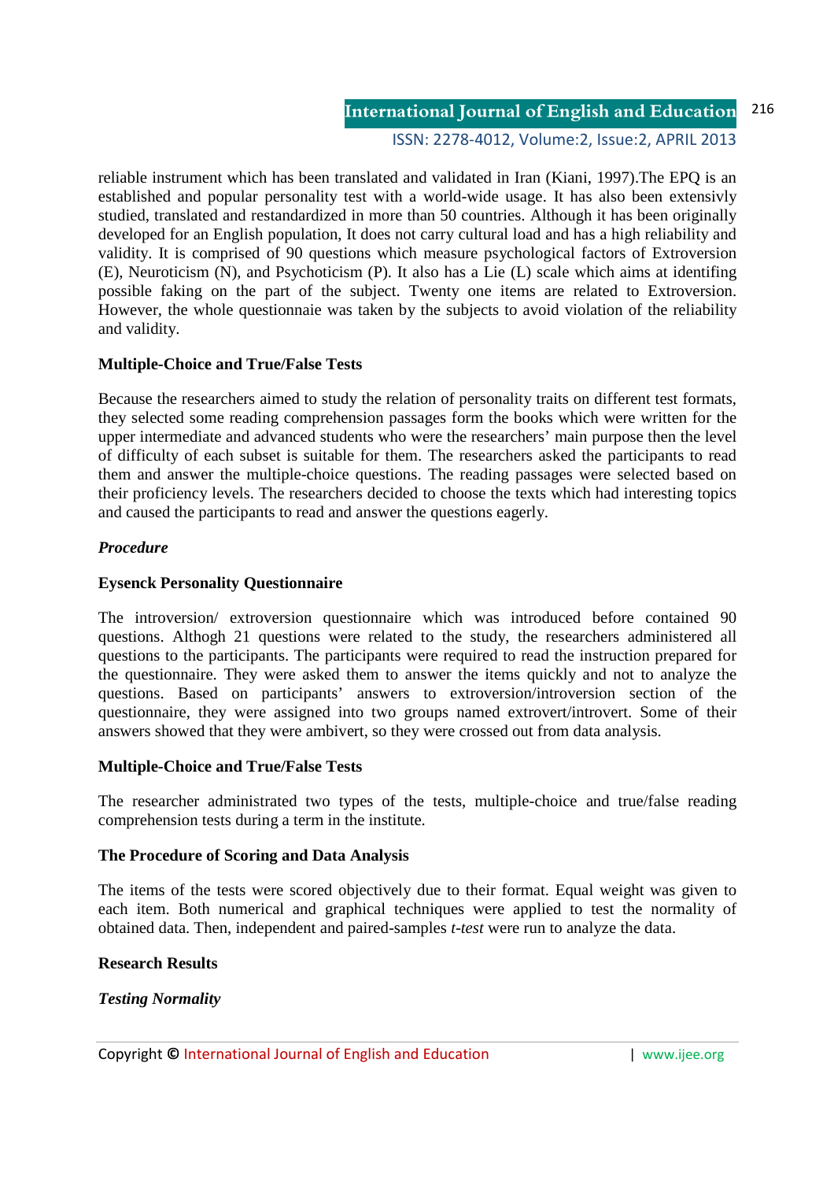reliable instrument which has been translated and validated in Iran (Kiani, 1997).The EPQ is an established and popular personality test with a world-wide usage. It has also been extensivly studied, translated and restandardized in more than 50 countries. Although it has been originally developed for an English population, It does not carry cultural load and has a high reliability and validity. It is comprised of 90 questions which measure psychological factors of Extroversion (E), Neuroticism (N), and Psychoticism (P). It also has a Lie (L) scale which aims at identifing possible faking on the part of the subject. Twenty one items are related to Extroversion. However, the whole questionnaie was taken by the subjects to avoid violation of the reliability and validity.

**Multiple-Choice and True/False Tests**

Because the researchers aimed to study the relation of personality traits on different test formats, they selected some reading comprehension passages form the books which were written for the upper intermediate and advanced students who were the researchers' main purpose then the level of difficulty of each subset is suitable for them. The researchers asked the participants to read them and answer the multiple-choice questions. The reading passages were selected based on their proficiency levels. The researchers decided to choose the texts which had interesting topics and caused the participants to read and answer the questions eagerly.

***Procedure***

**Eysenck Personality Questionnaire**

The introversion/ extroversion questionnaire which was introduced before contained 90 questions. Althogh 21 questions were related to the study, the researchers administered all questions to the participants. The participants were required to read the instruction prepared for the questionnaire. They were asked them to answer the items quickly and not to analyze the questions. Based on participants' answers to extroversion/introversion section of the questionnaire, they were assigned into two groups named extrovert/introvert. Some of their answers showed that they were ambivert, so they were crossed out from data analysis.

**Multiple-Choice and True/False Tests**

The researcher administrated two types of the tests, multiple-choice and true/false reading comprehension tests during a term in the institute.

**The Procedure of Scoring and Data Analysis**

The items of the tests were scored objectively due to their format. Equal weight was given to each item. Both numerical and graphical techniques were applied to test the normality of obtained data. Then, independent and paired-samples *t-test* were run to analyze the data.

**Research Results**

***Testing Normality***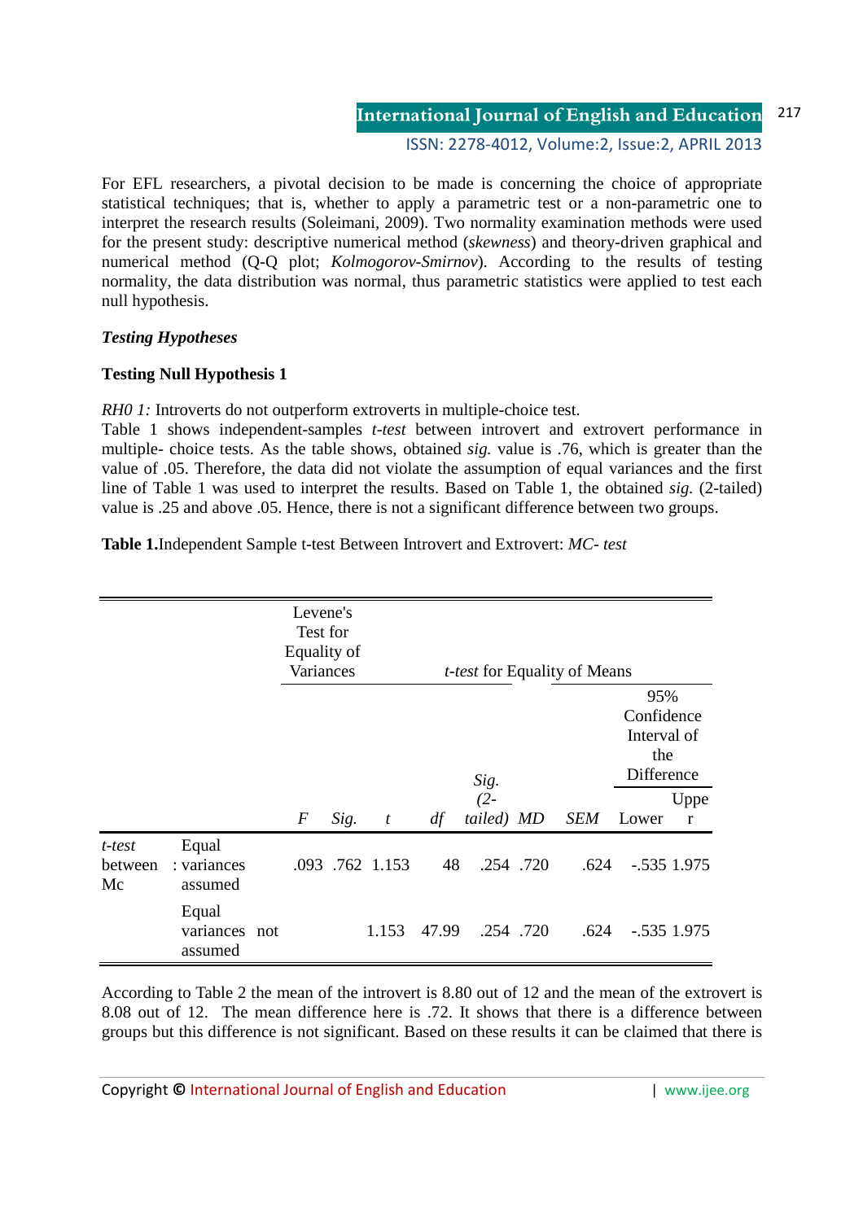For EFL researchers, a pivotal decision to be made is concerning the choice of appropriate statistical techniques; that is, whether to apply a parametric test or a non-parametric one to interpret the research results (Soleimani, 2009). Two normality examination methods were used for the present study: descriptive numerical method (*skewness*) and theory-driven graphical and numerical method (Q-Q plot; *Kolmogorov-Smirnov*). According to the results of testing normality, the data distribution was normal, thus parametric statistics were applied to test each null hypothesis.

***Testing Hypotheses***

**Testing Null Hypothesis 1**

*RH0 1:* Introverts do not outperform extroverts in multiple-choice test.

Table 1 shows independent-samples *t-test* between introvert and extrovert performance in multiple- choice tests. As the table shows, obtained *sig.* value is .76, which is greater than the value of .05. Therefore, the data did not violate the assumption of equal variances and the first line of Table 1 was used to interpret the results. Based on Table 1, the obtained *sig.* (2-tailed) value is .25 and above .05. Hence, there is not a significant difference between two groups.

**Table 1.**Independent Sample t-test Between Introvert and Extrovert: *MC- test*

| | | Levene's Test for Equality of Variances | | *t-test* for Equality of Means | | | | | 95% Confidence Interval of the Difference | |
|---|---|---|---|---|---|---|---|---|---|---|
| | | *F* | *Sig.* | *t* | *df* | *Sig. (2-tailed)* | *MD* | *SEM* | Lower | Upper |
| *t-test* between Mc | Equal : variances assumed | .093 | .762 | 1.153 | 48 | .254 | .720 | .624 | -.535 | 1.975 |
| | Equal variances not assumed | | | 1.153 | 47.99 | .254 | .720 | .624 | -.535 | 1.975 |

According to Table 2 the mean of the introvert is 8.80 out of 12 and the mean of the extrovert is 8.08 out of 12. The mean difference here is .72. It shows that there is a difference between groups but this difference is not significant. Based on these results it can be claimed that there is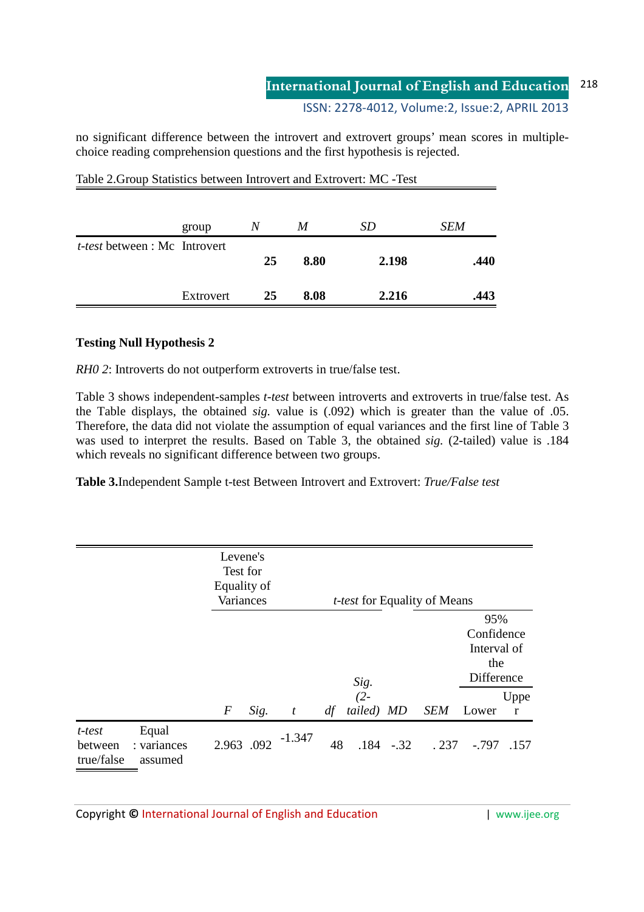no significant difference between the introvert and extrovert groups' mean scores in multiple-choice reading comprehension questions and the first hypothesis is rejected.

Table 2.Group Statistics between Introvert and Extrovert: MC -Test

| | group | *N* | *M* | *SD* | *SEM* |
|---|---|---|---|---|---|
| *t-test* between : Mc | Introvert | **25** | **8.80** | **2.198** | **.440** |
| | Extrovert | **25** | **8.08** | **2.216** | **.443** |

**Testing Null Hypothesis 2**

*RH0 2*: Introverts do not outperform extroverts in true/false test.

Table 3 shows independent-samples *t-test* between introverts and extroverts in true/false test. As the Table displays, the obtained *sig.* value is (.092) which is greater than the value of .05. Therefore, the data did not violate the assumption of equal variances and the first line of Table 3 was used to interpret the results. Based on Table 3, the obtained *sig.* (2-tailed) value is .184 which reveals no significant difference between two groups.

**Table 3.**Independent Sample t-test Between Introvert and Extrovert: *True/False test*

| | | Levene's Test for Equality of Variances | | *t-test* for Equality of Means | | | | | | |
|---|---|---|---|---|---|---|---|---|---|---|
| | | | | | | | | | 95% Confidence Interval of the Difference | |
| | | *F* | *Sig.* | *t* | *df* | *Sig.* *(2-tailed)* | *MD* | *SEM* | Lower | Upper |
| *t-test* between true/false | Equal variances assumed | 2.963 | .092 | -1.347 | 48 | .184 | -.32 | .237 | -.797 | .157 |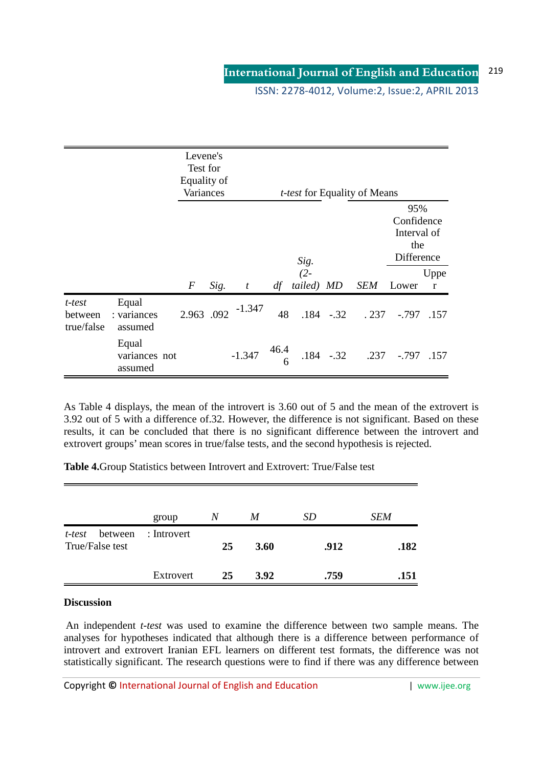| | | Levene's Test for Equality of Variances | | *t-test* for Equality of Means | | | | | 95% Confidence Interval of the Difference | |
|---|---|---|---|---|---|---|---|---|---|---|
| | | *F* | *Sig.* | *t* | *df* | *Sig. (2-tailed)* | *MD* | *SEM* | Lower | Upper |
| *t-test* between true/false | Equal : variances assumed | 2.963 | .092 | -1.347 | 48 | .184 | -.32 | . 237 | -.797 | .157 |
| | Equal variances not assumed | | | -1.347 | 46.46 | .184 | -.32 | .237 | -.797 | .157 |

As Table 4 displays, the mean of the introvert is 3.60 out of 5 and the mean of the extrovert is 3.92 out of 5 with a difference of.32. However, the difference is not significant. Based on these results, it can be concluded that there is no significant difference between the introvert and extrovert groups' mean scores in true/false tests, and the second hypothesis is rejected.

**Table 4.**Group Statistics between Introvert and Extrovert: True/False test

| | group | *N* | *M* | *SD* | *SEM* |
|---|---|---|---|---|---|
| *t-test* between True/False test | : Introvert | **25** | **3.60** | **.912** | **.182** |
| | Extrovert | **25** | **3.92** | **.759** | **.151** |

**Discussion**

An independent *t-test* was used to examine the difference between two sample means. The analyses for hypotheses indicated that although there is a difference between performance of introvert and extrovert Iranian EFL learners on different test formats, the difference was not statistically significant. The research questions were to find if there was any difference between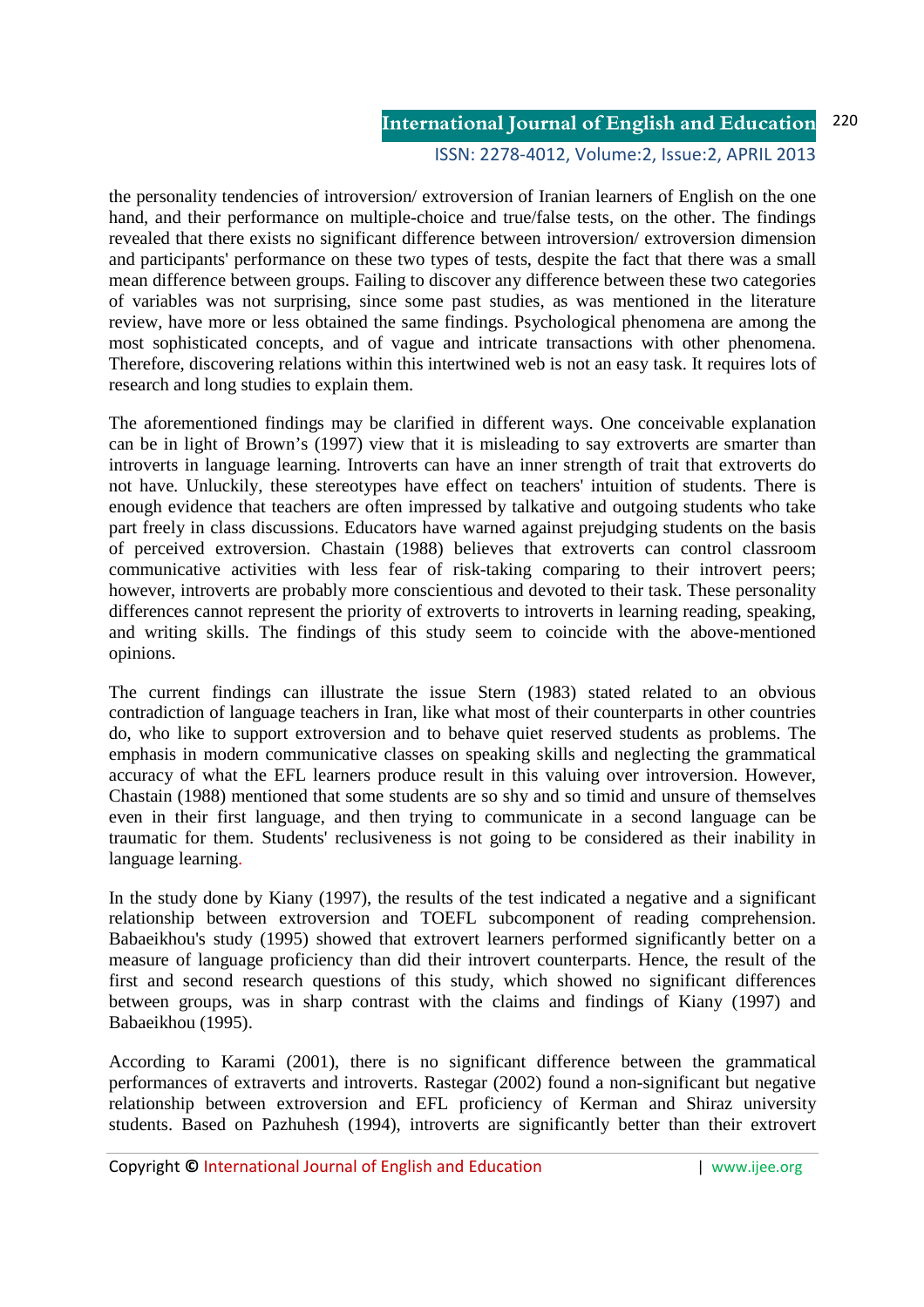the personality tendencies of introversion/ extroversion of Iranian learners of English on the one hand, and their performance on multiple-choice and true/false tests, on the other. The findings revealed that there exists no significant difference between introversion/ extroversion dimension and participants' performance on these two types of tests, despite the fact that there was a small mean difference between groups. Failing to discover any difference between these two categories of variables was not surprising, since some past studies, as was mentioned in the literature review, have more or less obtained the same findings. Psychological phenomena are among the most sophisticated concepts, and of vague and intricate transactions with other phenomena. Therefore, discovering relations within this intertwined web is not an easy task. It requires lots of research and long studies to explain them.

The aforementioned findings may be clarified in different ways. One conceivable explanation can be in light of Brown's (1997) view that it is misleading to say extroverts are smarter than introverts in language learning. Introverts can have an inner strength of trait that extroverts do not have. Unluckily, these stereotypes have effect on teachers' intuition of students. There is enough evidence that teachers are often impressed by talkative and outgoing students who take part freely in class discussions. Educators have warned against prejudging students on the basis of perceived extroversion. Chastain (1988) believes that extroverts can control classroom communicative activities with less fear of risk-taking comparing to their introvert peers; however, introverts are probably more conscientious and devoted to their task. These personality differences cannot represent the priority of extroverts to introverts in learning reading, speaking, and writing skills. The findings of this study seem to coincide with the above-mentioned opinions.

The current findings can illustrate the issue Stern (1983) stated related to an obvious contradiction of language teachers in Iran, like what most of their counterparts in other countries do, who like to support extroversion and to behave quiet reserved students as problems. The emphasis in modern communicative classes on speaking skills and neglecting the grammatical accuracy of what the EFL learners produce result in this valuing over introversion. However, Chastain (1988) mentioned that some students are so shy and so timid and unsure of themselves even in their first language, and then trying to communicate in a second language can be traumatic for them. Students' reclusiveness is not going to be considered as their inability in language learning.

In the study done by Kiany (1997), the results of the test indicated a negative and a significant relationship between extroversion and TOEFL subcomponent of reading comprehension. Babaeikhou's study (1995) showed that extrovert learners performed significantly better on a measure of language proficiency than did their introvert counterparts. Hence, the result of the first and second research questions of this study, which showed no significant differences between groups, was in sharp contrast with the claims and findings of Kiany (1997) and Babaeikhou (1995).

According to Karami (2001), there is no significant difference between the grammatical performances of extraverts and introverts. Rastegar (2002) found a non-significant but negative relationship between extroversion and EFL proficiency of Kerman and Shiraz university students. Based on Pazhuhesh (1994), introverts are significantly better than their extrovert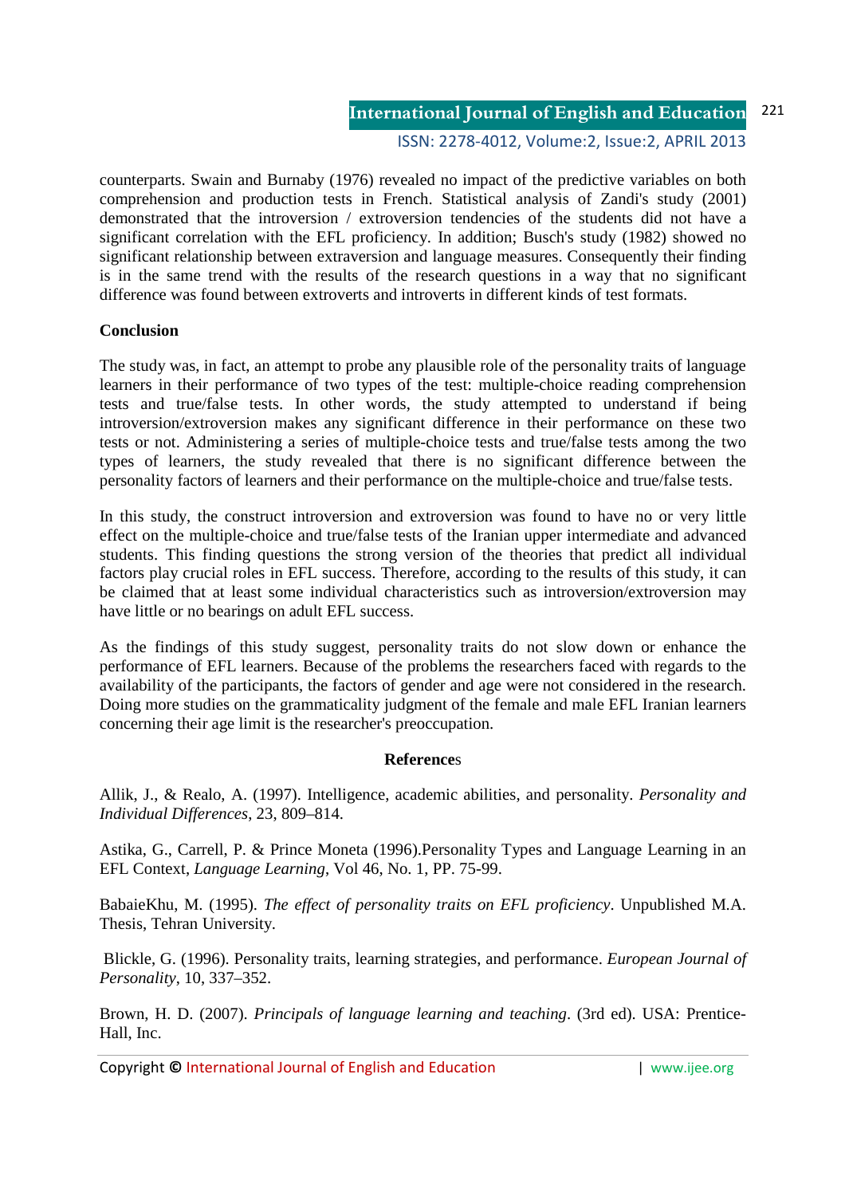counterparts. Swain and Burnaby (1976) revealed no impact of the predictive variables on both comprehension and production tests in French. Statistical analysis of Zandi's study (2001) demonstrated that the introversion / extroversion tendencies of the students did not have a significant correlation with the EFL proficiency. In addition; Busch's study (1982) showed no significant relationship between extraversion and language measures. Consequently their finding is in the same trend with the results of the research questions in a way that no significant difference was found between extroverts and introverts in different kinds of test formats.

## Conclusion

The study was, in fact, an attempt to probe any plausible role of the personality traits of language learners in their performance of two types of the test: multiple-choice reading comprehension tests and true/false tests. In other words, the study attempted to understand if being introversion/extroversion makes any significant difference in their performance on these two tests or not. Administering a series of multiple-choice tests and true/false tests among the two types of learners, the study revealed that there is no significant difference between the personality factors of learners and their performance on the multiple-choice and true/false tests.

In this study, the construct introversion and extroversion was found to have no or very little effect on the multiple-choice and true/false tests of the Iranian upper intermediate and advanced students. This finding questions the strong version of the theories that predict all individual factors play crucial roles in EFL success. Therefore, according to the results of this study, it can be claimed that at least some individual characteristics such as introversion/extroversion may have little or no bearings on adult EFL success.

As the findings of this study suggest, personality traits do not slow down or enhance the performance of EFL learners. Because of the problems the researchers faced with regards to the availability of the participants, the factors of gender and age were not considered in the research. Doing more studies on the grammaticality judgment of the female and male EFL Iranian learners concerning their age limit is the researcher's preoccupation.

## References

Allik, J., & Realo, A. (1997). Intelligence, academic abilities, and personality. *Personality and Individual Differences*, 23, 809–814.

Astika, G., Carrell, P. & Prince Moneta (1996).Personality Types and Language Learning in an EFL Context, *Language Learning*, Vol 46, No. 1, PP. 75-99.

BabaieKhu, M. (1995). *The effect of personality traits on EFL proficiency*. Unpublished M.A. Thesis, Tehran University.

Blickle, G. (1996). Personality traits, learning strategies, and performance. *European Journal of Personality*, 10, 337–352.

Brown, H. D. (2007). *Principals of language learning and teaching*. (3rd ed). USA: Prentice-Hall, Inc.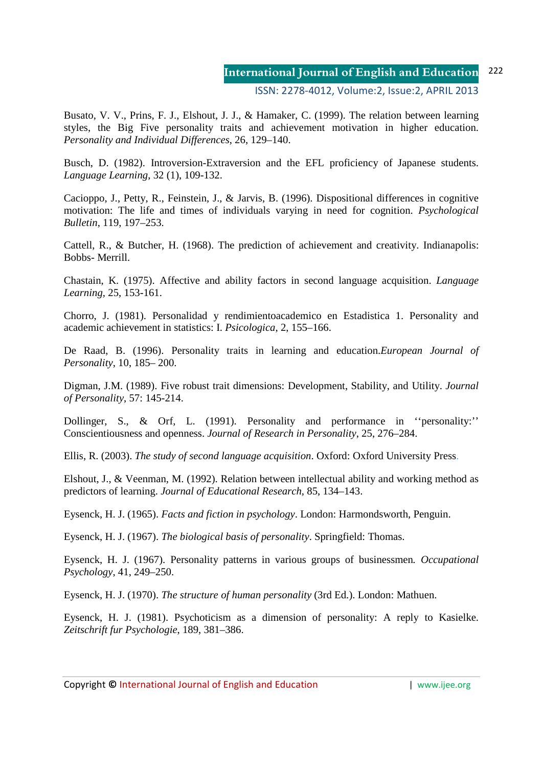Busato, V. V., Prins, F. J., Elshout, J. J., & Hamaker, C. (1999). The relation between learning styles, the Big Five personality traits and achievement motivation in higher education. *Personality and Individual Differences*, 26, 129–140.

Busch, D. (1982). Introversion-Extraversion and the EFL proficiency of Japanese students. *Language Learning*, 32 (1), 109-132.

Cacioppo, J., Petty, R., Feinstein, J., & Jarvis, B. (1996). Dispositional differences in cognitive motivation: The life and times of individuals varying in need for cognition. *Psychological Bulletin*, 119, 197–253.

Cattell, R., & Butcher, H. (1968). The prediction of achievement and creativity. Indianapolis: Bobbs- Merrill.

Chastain, K. (1975). Affective and ability factors in second language acquisition. *Language Learning*, 25, 153-161.

Chorro, J. (1981). Personalidad y rendimientoacademico en Estadistica 1. Personality and academic achievement in statistics: I. *Psicologica*, 2, 155–166.

De Raad, B. (1996). Personality traits in learning and education.*European Journal of Personality*, 10, 185– 200.

Digman, J.M. (1989). Five robust trait dimensions: Development, Stability, and Utility. *Journal of Personality*, 57: 145-214.

Dollinger, S., & Orf, L. (1991). Personality and performance in ''personality:'' Conscientiousness and openness. *Journal of Research in Personality*, 25, 276–284.

Ellis, R. (2003). *The study of second language acquisition*. Oxford: Oxford University Press.

Elshout, J., & Veenman, M. (1992). Relation between intellectual ability and working method as predictors of learning. *Journal of Educational Research*, 85, 134–143.

Eysenck, H. J. (1965). *Facts and fiction in psychology*. London: Harmondsworth, Penguin.

Eysenck, H. J. (1967). *The biological basis of personality*. Springfield: Thomas.

Eysenck, H. J. (1967). Personality patterns in various groups of businessmen. *Occupational Psychology*, 41, 249–250.

Eysenck, H. J. (1970). *The structure of human personality* (3rd Ed.). London: Mathuen.

Eysenck, H. J. (1981). Psychoticism as a dimension of personality: A reply to Kasielke. *Zeitschrift fur Psychologie*, 189, 381–386.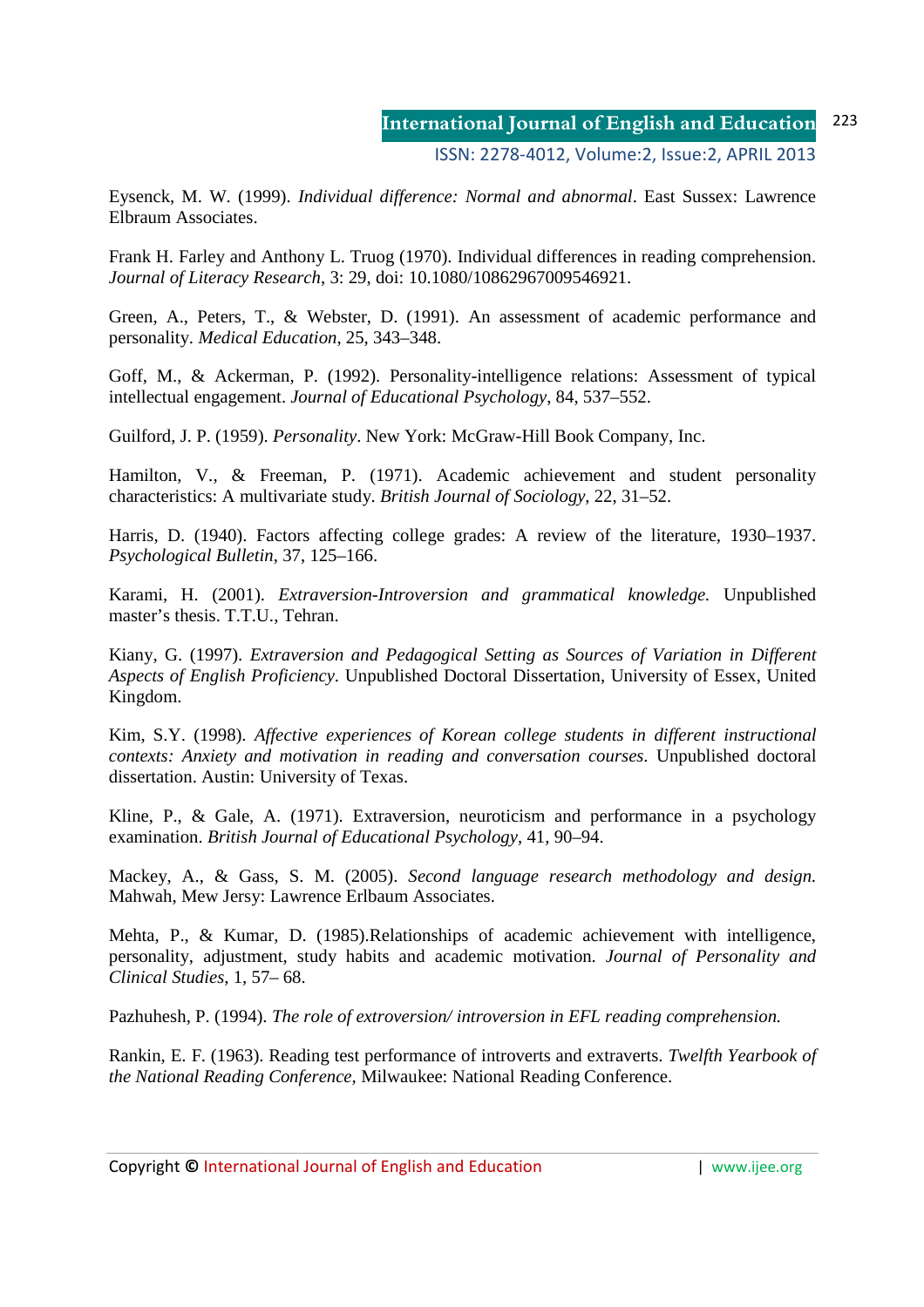Eysenck, M. W. (1999). *Individual difference: Normal and abnormal*. East Sussex: Lawrence Elbraum Associates.

Frank H. Farley and Anthony L. Truog (1970). Individual differences in reading comprehension. *Journal of Literacy Research*, 3: 29, doi: 10.1080/10862967009546921.

Green, A., Peters, T., & Webster, D. (1991). An assessment of academic performance and personality. *Medical Education*, 25, 343–348.

Goff, M., & Ackerman, P. (1992). Personality-intelligence relations: Assessment of typical intellectual engagement. *Journal of Educational Psychology*, 84, 537–552.

Guilford, J. P. (1959). *Personality*. New York: McGraw-Hill Book Company, Inc.

Hamilton, V., & Freeman, P. (1971). Academic achievement and student personality characteristics: A multivariate study. *British Journal of Sociology*, 22, 31–52.

Harris, D. (1940). Factors affecting college grades: A review of the literature, 1930–1937. *Psychological Bulletin*, 37, 125–166.

Karami, H. (2001). *Extraversion-Introversion and grammatical knowledge.* Unpublished master's thesis. T.T.U., Tehran.

Kiany, G. (1997). *Extraversion and Pedagogical Setting as Sources of Variation in Different Aspects of English Proficiency*. Unpublished Doctoral Dissertation, University of Essex, United Kingdom.

Kim, S.Y. (1998). *Affective experiences of Korean college students in different instructional contexts: Anxiety and motivation in reading and conversation courses*. Unpublished doctoral dissertation. Austin: University of Texas.

Kline, P., & Gale, A. (1971). Extraversion, neuroticism and performance in a psychology examination. *British Journal of Educational Psychology*, 41, 90–94.

Mackey, A., & Gass, S. M. (2005). *Second language research methodology and design.* Mahwah, Mew Jersy: Lawrence Erlbaum Associates.

Mehta, P., & Kumar, D. (1985).Relationships of academic achievement with intelligence, personality, adjustment, study habits and academic motivation. *Journal of Personality and Clinical Studies*, 1, 57– 68.

Pazhuhesh, P. (1994). *The role of extroversion/ introversion in EFL reading comprehension.*

Rankin, E. F. (1963). Reading test performance of introverts and extraverts. *Twelfth Yearbook of the National Reading Conference*, Milwaukee: National Reading Conference.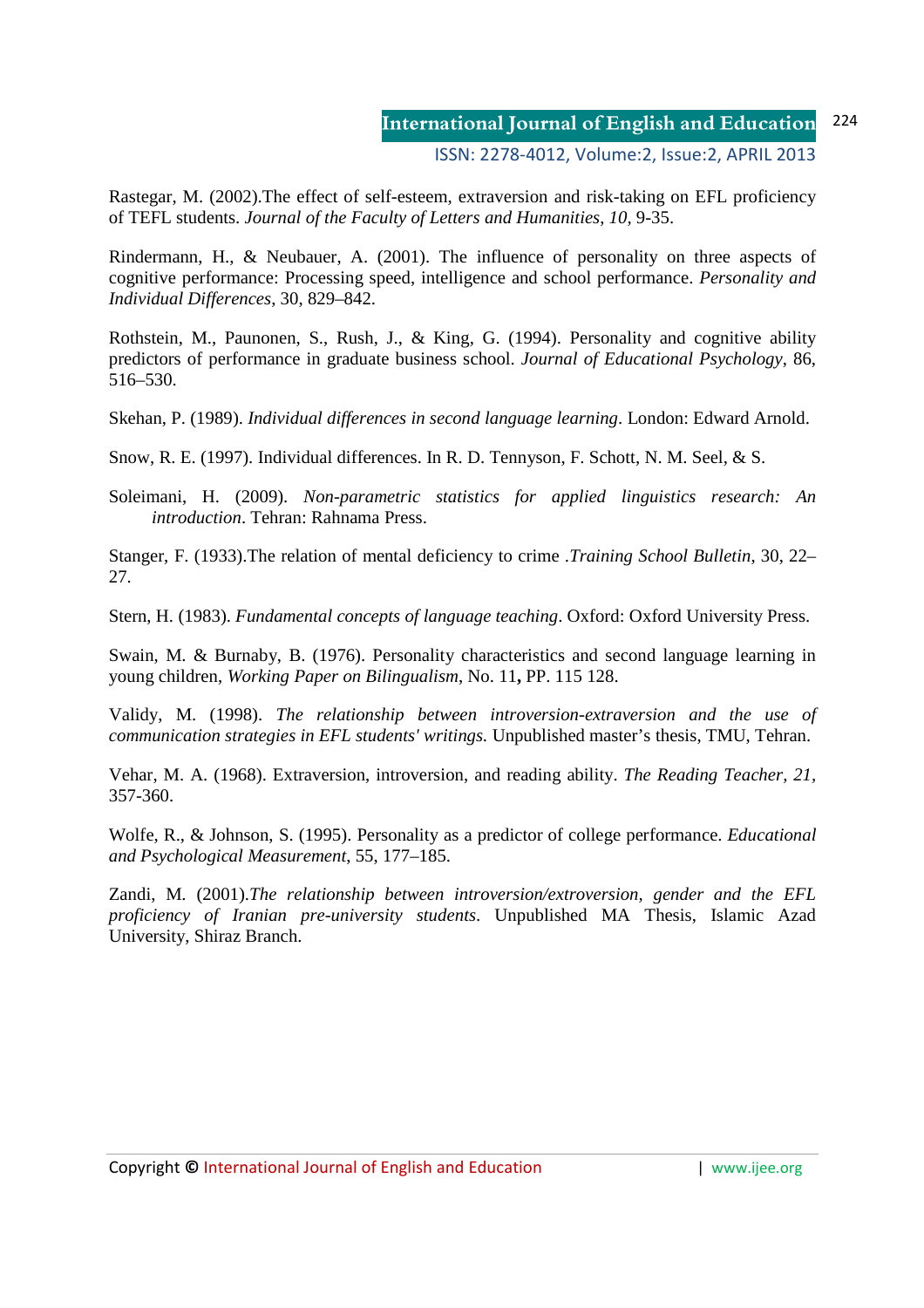Rastegar, M. (2002).The effect of self-esteem, extraversion and risk-taking on EFL proficiency of TEFL students. *Journal of the Faculty of Letters and Humanities*, *10*, 9-35.

Rindermann, H., & Neubauer, A. (2001). The influence of personality on three aspects of cognitive performance: Processing speed, intelligence and school performance. *Personality and Individual Differences*, 30, 829–842.

Rothstein, M., Paunonen, S., Rush, J., & King, G. (1994). Personality and cognitive ability predictors of performance in graduate business school. *Journal of Educational Psychology*, 86, 516–530.

Skehan, P. (1989). *Individual differences in second language learning*. London: Edward Arnold.

Snow, R. E. (1997). Individual differences. In R. D. Tennyson, F. Schott, N. M. Seel, & S.

Soleimani, H. (2009). *Non-parametric statistics for applied linguistics research: An introduction*. Tehran: Rahnama Press.

Stanger, F. (1933).The relation of mental deficiency to crime .*Training School Bulletin*, 30, 22–27.

Stern, H. (1983). *Fundamental concepts of language teaching*. Oxford: Oxford University Press.

Swain, M. & Burnaby, B. (1976). Personality characteristics and second language learning in young children, *Working Paper on Bilingualism*, No. 11**,** PP. 115 128.

Validy, M. (1998). *The relationship between introversion-extraversion and the use of communication strategies in EFL students' writings.* Unpublished master’s thesis, TMU, Tehran.

Vehar, M. A. (1968). Extraversion, introversion, and reading ability. *The Reading Teacher*, *21*, 357-360.

Wolfe, R., & Johnson, S. (1995). Personality as a predictor of college performance. *Educational and Psychological Measurement*, 55, 177–185.

Zandi, M. (2001).*The relationship between introversion/extroversion, gender and the EFL proficiency of Iranian pre-university students*. Unpublished MA Thesis, Islamic Azad University, Shiraz Branch.